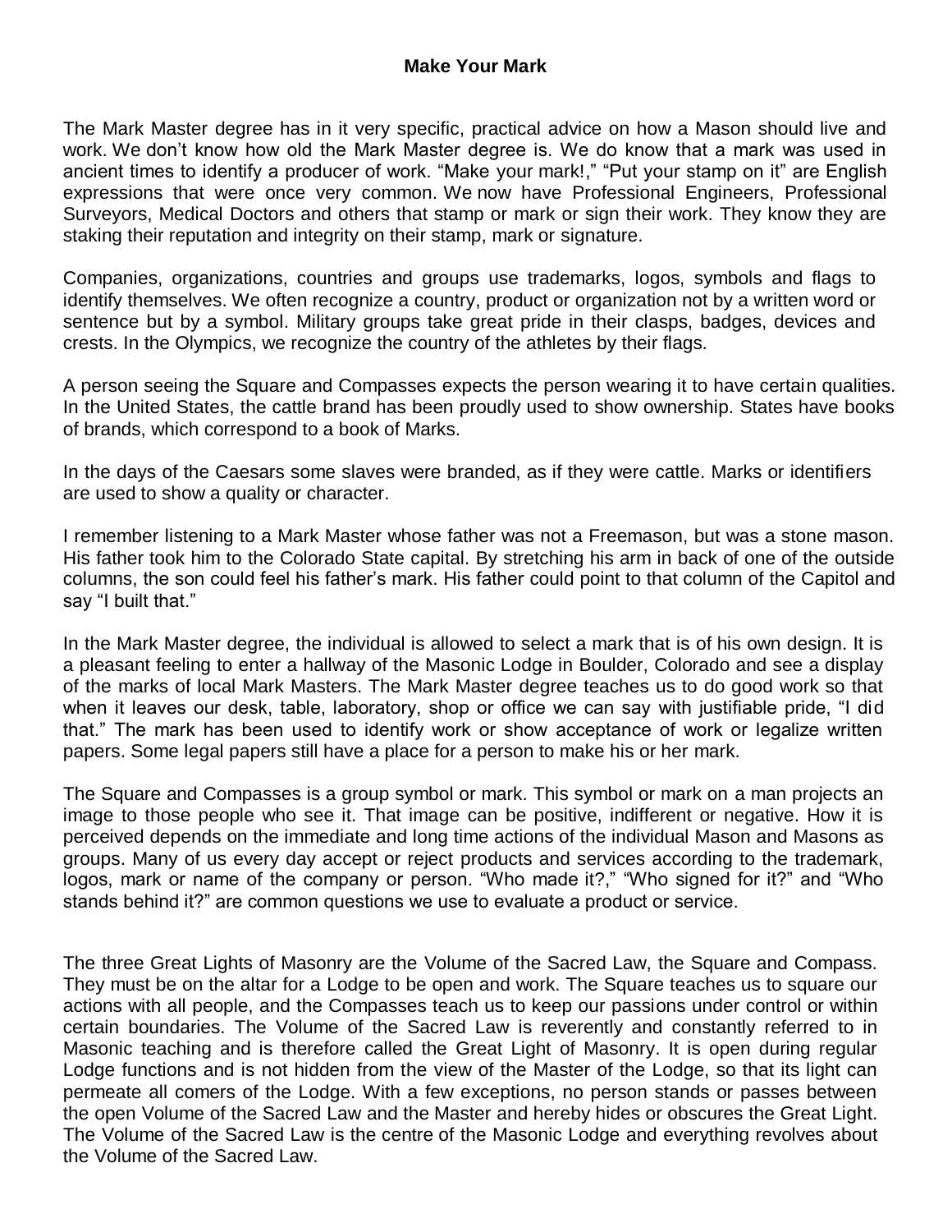**Make Your Mark**

The Mark Master degree has in it very specific, practical advice on how a Mason should live and work. We don’t know how old the Mark Master degree is. We do know that a mark was used in ancient times to identify a producer of work. “Make your mark!,” “Put your stamp on it” are English expressions that were once very common. We now have Professional Engineers, Professional Surveyors, Medical Doctors and others that stamp or mark or sign their work. They know they are staking their reputation and integrity on their stamp, mark or signature.

Companies, organizations, countries and groups use trademarks, logos, symbols and flags to identify themselves. We often recognize a country, product or organization not by a written word or sentence but by a symbol. Military groups take great pride in their clasps, badges, devices and crests. In the Olympics, we recognize the country of the athletes by their flags.

A person seeing the Square and Compasses expects the person wearing it to have certain qualities. In the United States, the cattle brand has been proudly used to show ownership. States have books of brands, which correspond to a book of Marks.

In the days of the Caesars some slaves were branded, as if they were cattle. Marks or identifiers are used to show a quality or character.

I remember listening to a Mark Master whose father was not a Freemason, but was a stone mason. His father took him to the Colorado State capital. By stretching his arm in back of one of the outside columns, the son could feel his father’s mark. His father could point to that column of the Capitol and say “I built that.”

In the Mark Master degree, the individual is allowed to select a mark that is of his own design. It is a pleasant feeling to enter a hallway of the Masonic Lodge in Boulder, Colorado and see a display of the marks of local Mark Masters. The Mark Master degree teaches us to do good work so that when it leaves our desk, table, laboratory, shop or office we can say with justifiable pride, “I did that.” The mark has been used to identify work or show acceptance of work or legalize written papers. Some legal papers still have a place for a person to make his or her mark.

The Square and Compasses is a group symbol or mark. This symbol or mark on a man projects an image to those people who see it. That image can be positive, indifferent or negative. How it is perceived depends on the immediate and long time actions of the individual Mason and Masons as groups. Many of us every day accept or reject products and services according to the trademark, logos, mark or name of the company or person. “Who made it?,” “Who signed for it?” and “Who stands behind it?” are common questions we use to evaluate a product or service.

The three Great Lights of Masonry are the Volume of the Sacred Law, the Square and Compass. They must be on the altar for a Lodge to be open and work. The Square teaches us to square our actions with all people, and the Compasses teach us to keep our passions under control or within certain boundaries. The Volume of the Sacred Law is reverently and constantly referred to in Masonic teaching and is therefore called the Great Light of Masonry. It is open during regular Lodge functions and is not hidden from the view of the Master of the Lodge, so that its light can permeate all comers of the Lodge. With a few exceptions, no person stands or passes between the open Volume of the Sacred Law and the Master and hereby hides or obscures the Great Light. The Volume of the Sacred Law is the centre of the Masonic Lodge and everything revolves about the Volume of the Sacred Law.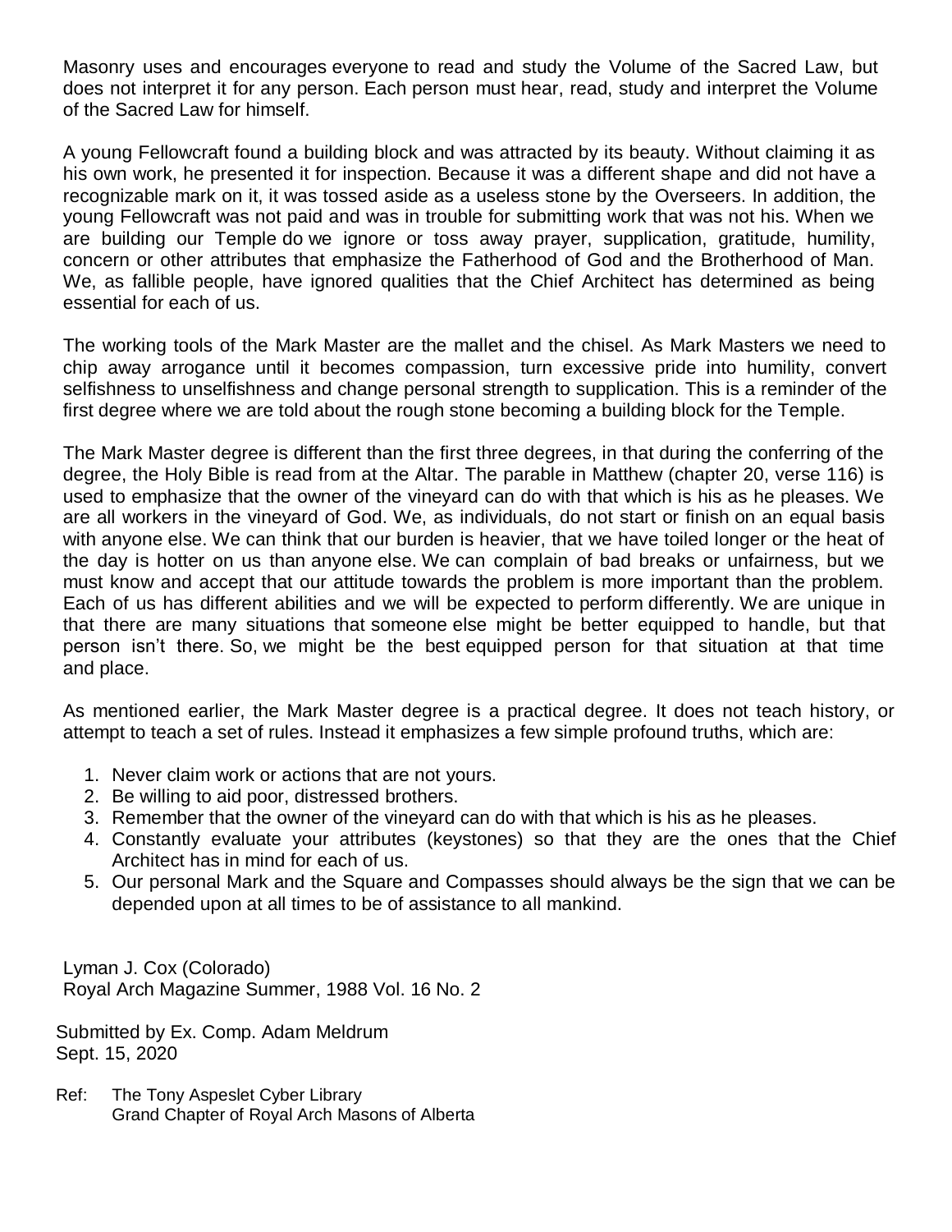Masonry uses and encourages everyone to read and study the Volume of the Sacred Law, but does not interpret it for any person. Each person must hear, read, study and interpret the Volume of the Sacred Law for himself.

A young Fellowcraft found a building block and was attracted by its beauty. Without claiming it as his own work, he presented it for inspection. Because it was a different shape and did not have a recognizable mark on it, it was tossed aside as a useless stone by the Overseers. In addition, the young Fellowcraft was not paid and was in trouble for submitting work that was not his. When we are building our Temple do we ignore or toss away prayer, supplication, gratitude, humility, concern or other attributes that emphasize the Fatherhood of God and the Brotherhood of Man. We, as fallible people, have ignored qualities that the Chief Architect has determined as being essential for each of us.

The working tools of the Mark Master are the mallet and the chisel. As Mark Masters we need to chip away arrogance until it becomes compassion, turn excessive pride into humility, convert selfishness to unselfishness and change personal strength to supplication. This is a reminder of the first degree where we are told about the rough stone becoming a building block for the Temple.

The Mark Master degree is different than the first three degrees, in that during the conferring of the degree, the Holy Bible is read from at the Altar. The parable in Matthew (chapter 20, verse 116) is used to emphasize that the owner of the vineyard can do with that which is his as he pleases. We are all workers in the vineyard of God. We, as individuals, do not start or finish on an equal basis with anyone else. We can think that our burden is heavier, that we have toiled longer or the heat of the day is hotter on us than anyone else. We can complain of bad breaks or unfairness, but we must know and accept that our attitude towards the problem is more important than the problem. Each of us has different abilities and we will be expected to perform differently. We are unique in that there are many situations that someone else might be better equipped to handle, but that person isn't there. So, we might be the best equipped person for that situation at that time and place.

As mentioned earlier, the Mark Master degree is a practical degree. It does not teach history, or attempt to teach a set of rules. Instead it emphasizes a few simple profound truths, which are:

1. Never claim work or actions that are not yours.
2. Be willing to aid poor, distressed brothers.
3. Remember that the owner of the vineyard can do with that which is his as he pleases.
4. Constantly evaluate your attributes (keystones) so that they are the ones that the Chief Architect has in mind for each of us.
5. Our personal Mark and the Square and Compasses should always be the sign that we can be depended upon at all times to be of assistance to all mankind.

Lyman J. Cox (Colorado)
Royal Arch Magazine Summer, 1988 Vol. 16 No. 2

Submitted by Ex. Comp. Adam Meldrum
Sept. 15, 2020

Ref: The Tony Aspeslet Cyber Library
Grand Chapter of Royal Arch Masons of Alberta